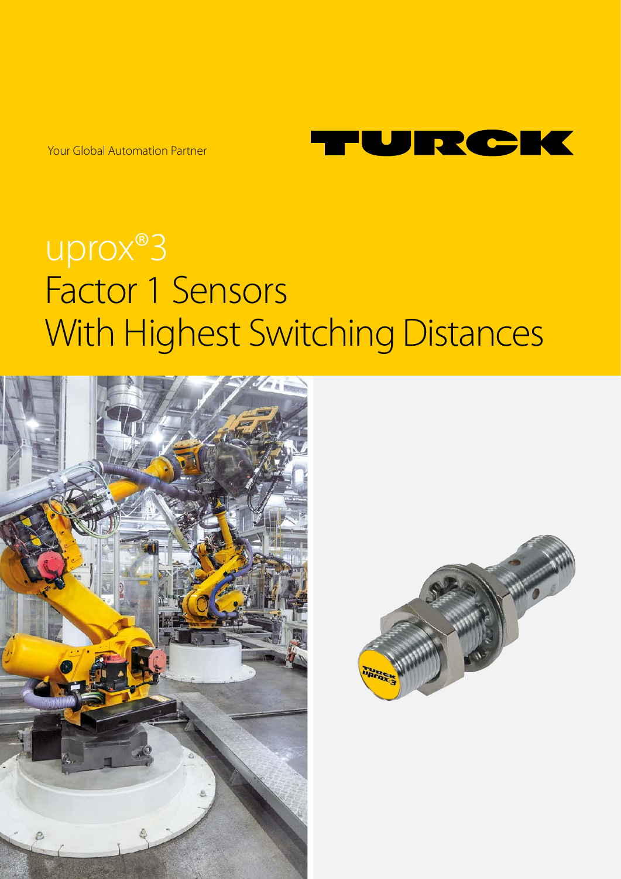Your Global Automation Partner

TURCK

# uprox®3
# Factor 1 Sensors With Highest Switching Distances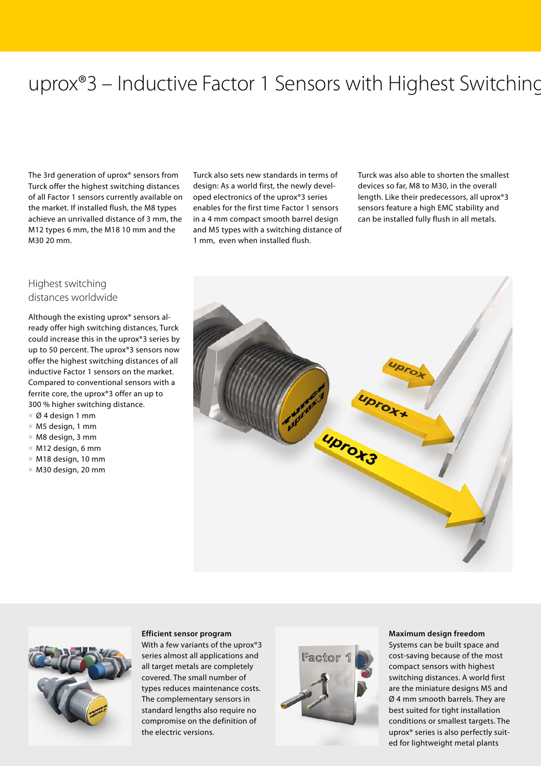# uprox®3 – Inductive Factor 1 Sensors with Highest Switching

The 3rd generation of uprox® sensors from Turck offer the highest switching distances of all Factor 1 sensors currently available on the market. If installed flush, the M8 types achieve an unrivalled distance of 3 mm, the M12 types 6 mm, the M18 10 mm and the M30 20 mm.

Turck also sets new standards in terms of design: As a world first, the newly developed electronics of the uprox®3 series enables for the first time Factor 1 sensors in a 4 mm compact smooth barrel design and M5 types with a switching distance of 1 mm, even when installed flush.

Turck was also able to shorten the smallest devices so far, M8 to M30, in the overall length. Like their predecessors, all uprox®3 sensors feature a high EMC stability and can be installed fully flush in all metals.

## Highest switching distances worldwide

Although the existing uprox® sensors already offer high switching distances, Turck could increase this in the uprox®3 series by up to 50 percent. The uprox®3 sensors now offer the highest switching distances of all inductive Factor 1 sensors on the market. Compared to conventional sensors with a ferrite core, the uprox®3 offer an up to 300 % higher switching distance.

- Ø 4 design 1 mm
- M5 design, 1 mm
- M8 design, 3 mm
- M12 design, 6 mm
- M18 design, 10 mm
- M30 design, 20 mm

**Efficient sensor program**
With a few variants of the uprox®3 series almost all applications and all target metals are completely covered. The small number of types reduces maintenance costs. The complementary sensors in standard lengths also require no compromise on the definition of the electric versions.

**Maximum design freedom**
Systems can be built space and cost-saving because of the most compact sensors with highest switching distances. A world first are the miniature designs M5 and Ø 4 mm smooth barrels. They are best suited for tight installation conditions or smallest targets. The uprox® series is also perfectly suited for lightweight metal plants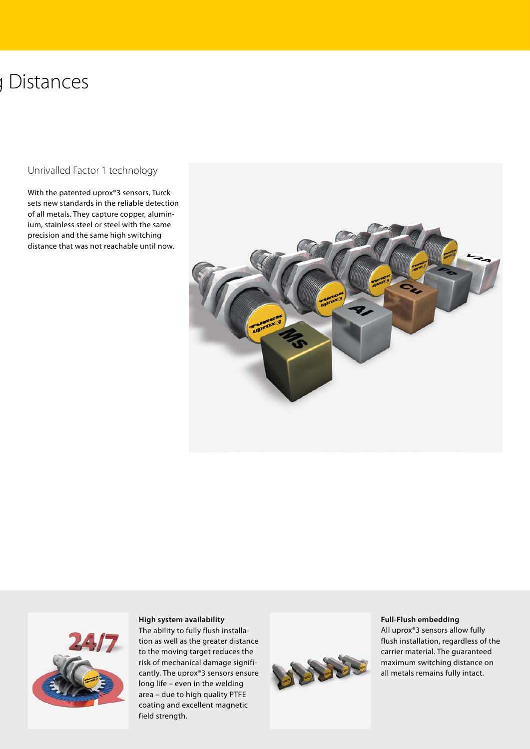# Distances

## Unrivalled Factor 1 technology

With the patented uprox®3 sensors, Turck sets new standards in the reliable detection of all metals. They capture copper, aluminium, stainless steel or steel with the same precision and the same high switching distance that was not reachable until now.

**High system availability**
The ability to fully flush installation as well as the greater distance to the moving target reduces the risk of mechanical damage significantly. The uprox®3 sensors ensure long life – even in the welding area – due to high quality PTFE coating and excellent magnetic field strength.

**Full-Flush embedding**
All uprox®3 sensors allow fully flush installation, regardless of the carrier material. The guaranteed maximum switching distance on all metals remains fully intact.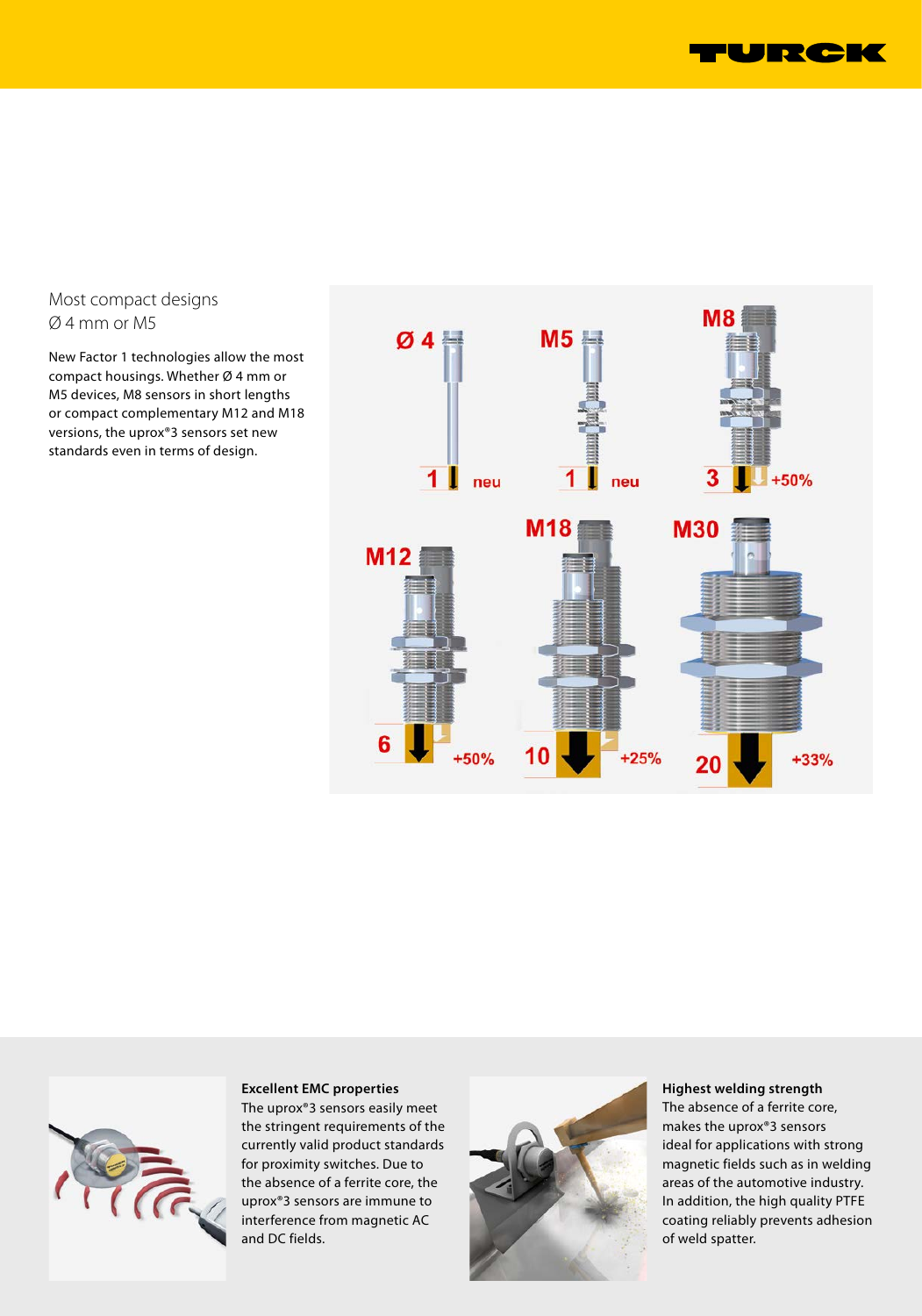## Most compact designs Ø 4 mm or M5

New Factor 1 technologies allow the most compact housings. Whether Ø 4 mm or M5 devices, M8 sensors in short lengths or compact complementary M12 and M18 versions, the uprox®3 sensors set new standards even in terms of design.

**Excellent EMC properties**
The uprox®3 sensors easily meet the stringent requirements of the currently valid product standards for proximity switches. Due to the absence of a ferrite core, the uprox®3 sensors are immune to interference from magnetic AC and DC fields.

**Highest welding strength**
The absence of a ferrite core, makes the uprox®3 sensors ideal for applications with strong magnetic fields such as in welding areas of the automotive industry. In addition, the high quality PTFE coating reliably prevents adhesion of weld spatter.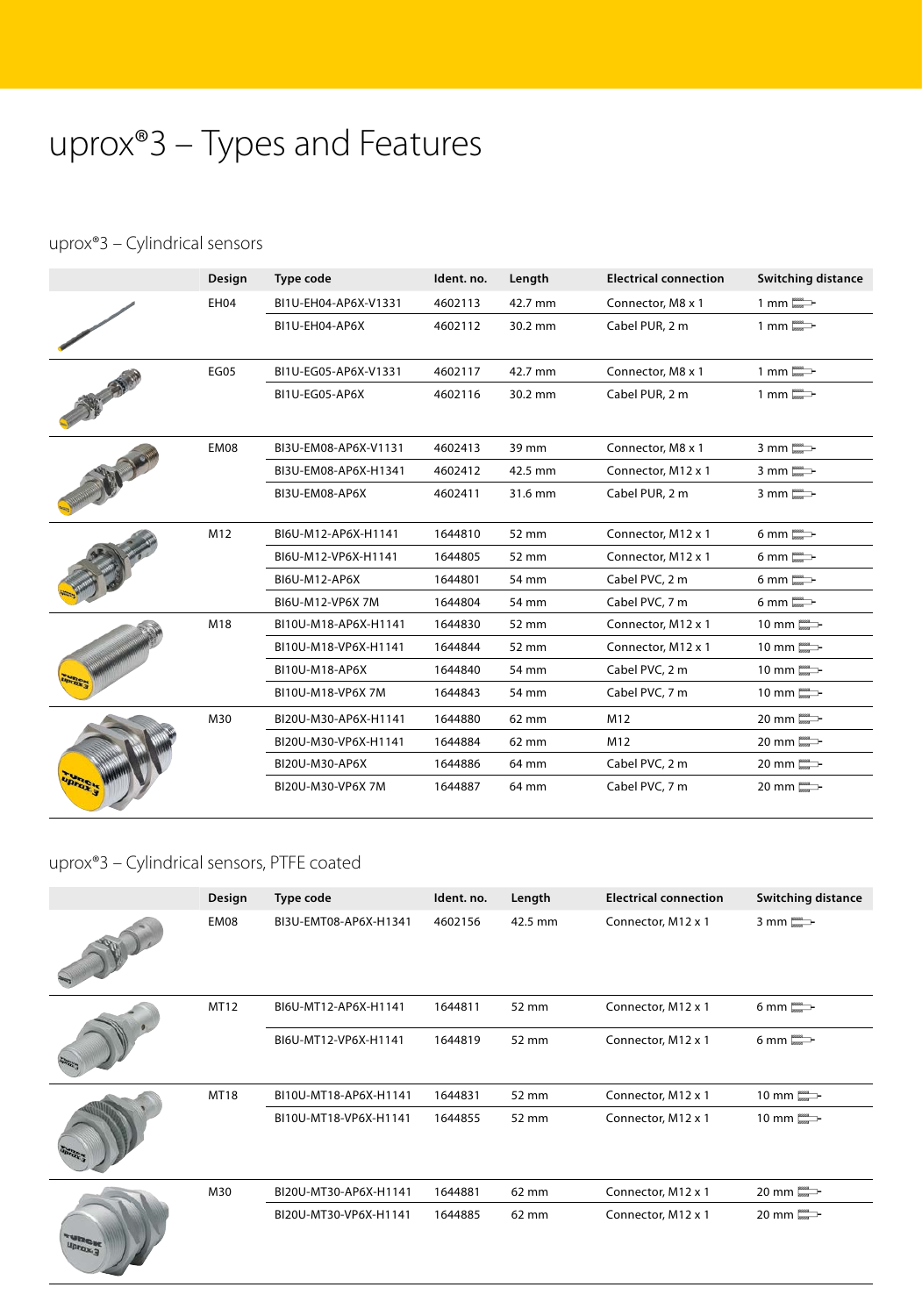# uprox®3 – Types and Features

## uprox®3 – Cylindrical sensors

| | Design | Type code | Ident. no. | Length | Electrical connection | Switching distance |
|---|---|---|---|---|---|---|
| | EH04 | BI1U-EH04-AP6X-V1331 | 4602113 | 42.7 mm | Connector, M8 x 1 | 1 mm |
| | | BI1U-EH04-AP6X | 4602112 | 30.2 mm | Cabel PUR, 2 m | 1 mm |
| | EG05 | BI1U-EG05-AP6X-V1331 | 4602117 | 42.7 mm | Connector, M8 x 1 | 1 mm |
| | | BI1U-EG05-AP6X | 4602116 | 30.2 mm | Cabel PUR, 2 m | 1 mm |
| | EM08 | BI3U-EM08-AP6X-V1131 | 4602413 | 39 mm | Connector, M8 x 1 | 3 mm |
| | | BI3U-EM08-AP6X-H1341 | 4602412 | 42.5 mm | Connector, M12 x 1 | 3 mm |
| | | BI3U-EM08-AP6X | 4602411 | 31.6 mm | Cabel PUR, 2 m | 3 mm |
| | M12 | BI6U-M12-AP6X-H1141 | 1644810 | 52 mm | Connector, M12 x 1 | 6 mm |
| | | BI6U-M12-VP6X-H1141 | 1644805 | 52 mm | Connector, M12 x 1 | 6 mm |
| | | BI6U-M12-AP6X | 1644801 | 54 mm | Cabel PVC, 2 m | 6 mm |
| | | BI6U-M12-VP6X 7M | 1644804 | 54 mm | Cabel PVC, 7 m | 6 mm |
| | M18 | BI10U-M18-AP6X-H1141 | 1644830 | 52 mm | Connector, M12 x 1 | 10 mm |
| | | BI10U-M18-VP6X-H1141 | 1644844 | 52 mm | Connector, M12 x 1 | 10 mm |
| | | BI10U-M18-AP6X | 1644840 | 54 mm | Cabel PVC, 2 m | 10 mm |
| | | BI10U-M18-VP6X 7M | 1644843 | 54 mm | Cabel PVC, 7 m | 10 mm |
| | M30 | BI20U-M30-AP6X-H1141 | 1644880 | 62 mm | M12 | 20 mm |
| | | BI20U-M30-VP6X-H1141 | 1644884 | 62 mm | M12 | 20 mm |
| | | BI20U-M30-AP6X | 1644886 | 64 mm | Cabel PVC, 2 m | 20 mm |
| | | BI20U-M30-VP6X 7M | 1644887 | 64 mm | Cabel PVC, 7 m | 20 mm |

## uprox®3 – Cylindrical sensors, PTFE coated

| | Design | Type code | Ident. no. | Length | Electrical connection | Switching distance |
|---|---|---|---|---|---|---|
| | EM08 | BI3U-EMT08-AP6X-H1341 | 4602156 | 42.5 mm | Connector, M12 x 1 | 3 mm |
| | MT12 | BI6U-MT12-AP6X-H1141 | 1644811 | 52 mm | Connector, M12 x 1 | 6 mm |
| | | BI6U-MT12-VP6X-H1141 | 1644819 | 52 mm | Connector, M12 x 1 | 6 mm |
| | MT18 | BI10U-MT18-AP6X-H1141 | 1644831 | 52 mm | Connector, M12 x 1 | 10 mm |
| | | BI10U-MT18-VP6X-H1141 | 1644855 | 52 mm | Connector, M12 x 1 | 10 mm |
| | M30 | BI20U-MT30-AP6X-H1141 | 1644881 | 62 mm | Connector, M12 x 1 | 20 mm |
| | | BI20U-MT30-VP6X-H1141 | 1644885 | 62 mm | Connector, M12 x 1 | 20 mm |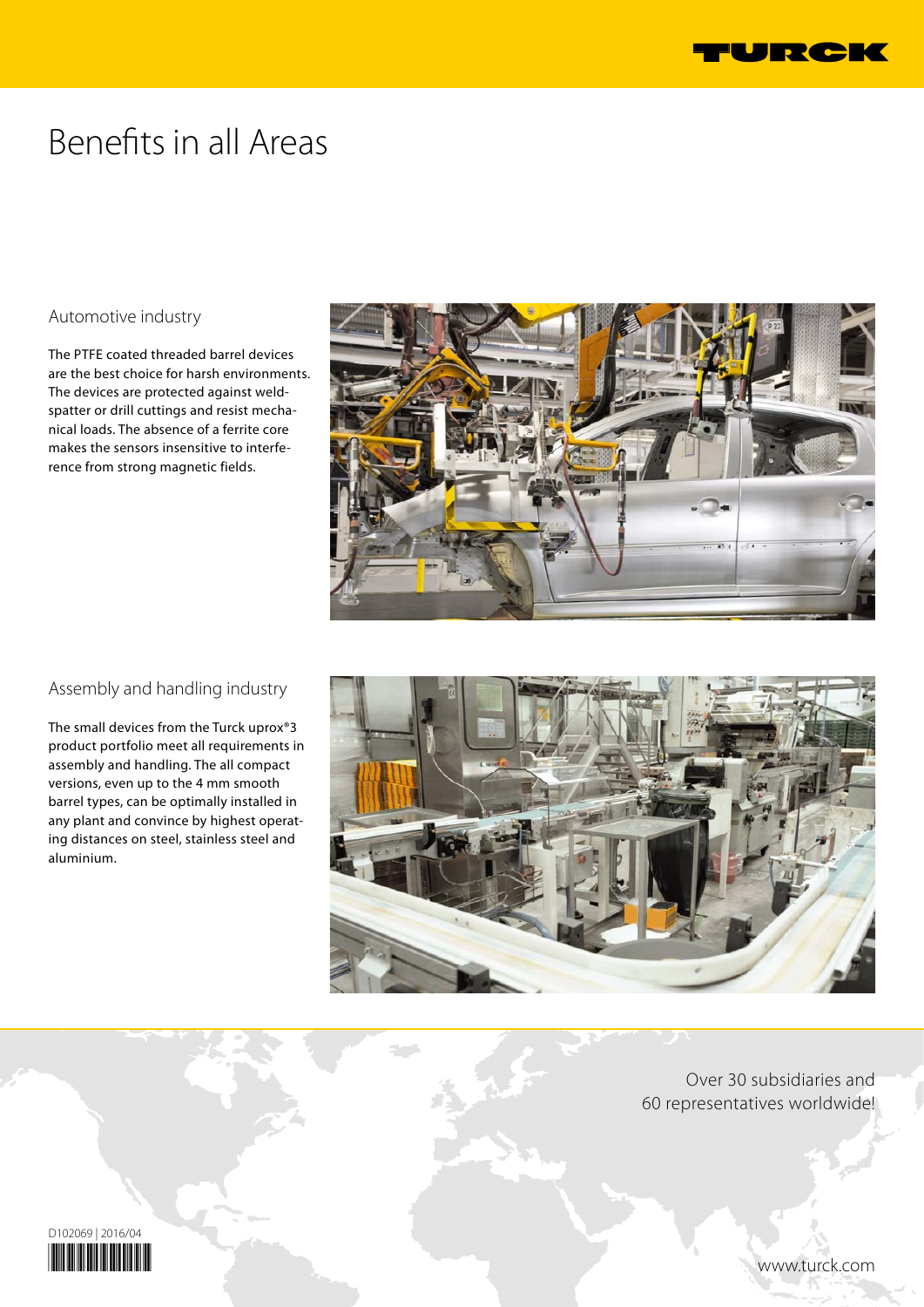# Benefits in all Areas

## Automotive industry

The PTFE coated threaded barrel devices are the best choice for harsh environments. The devices are protected against weld-spatter or drill cuttings and resist mechanical loads. The absence of a ferrite core makes the sensors insensitive to interference from strong magnetic fields.

## Assembly and handling industry

The small devices from the Turck uprox®3 product portfolio meet all requirements in assembly and handling. The all compact versions, even up to the 4 mm smooth barrel types, can be optimally installed in any plant and convince by highest operating distances on steel, stainless steel and aluminium.

Over 30 subsidiaries and 60 representatives worldwide!

D102069 | 2016/04

www.turck.com